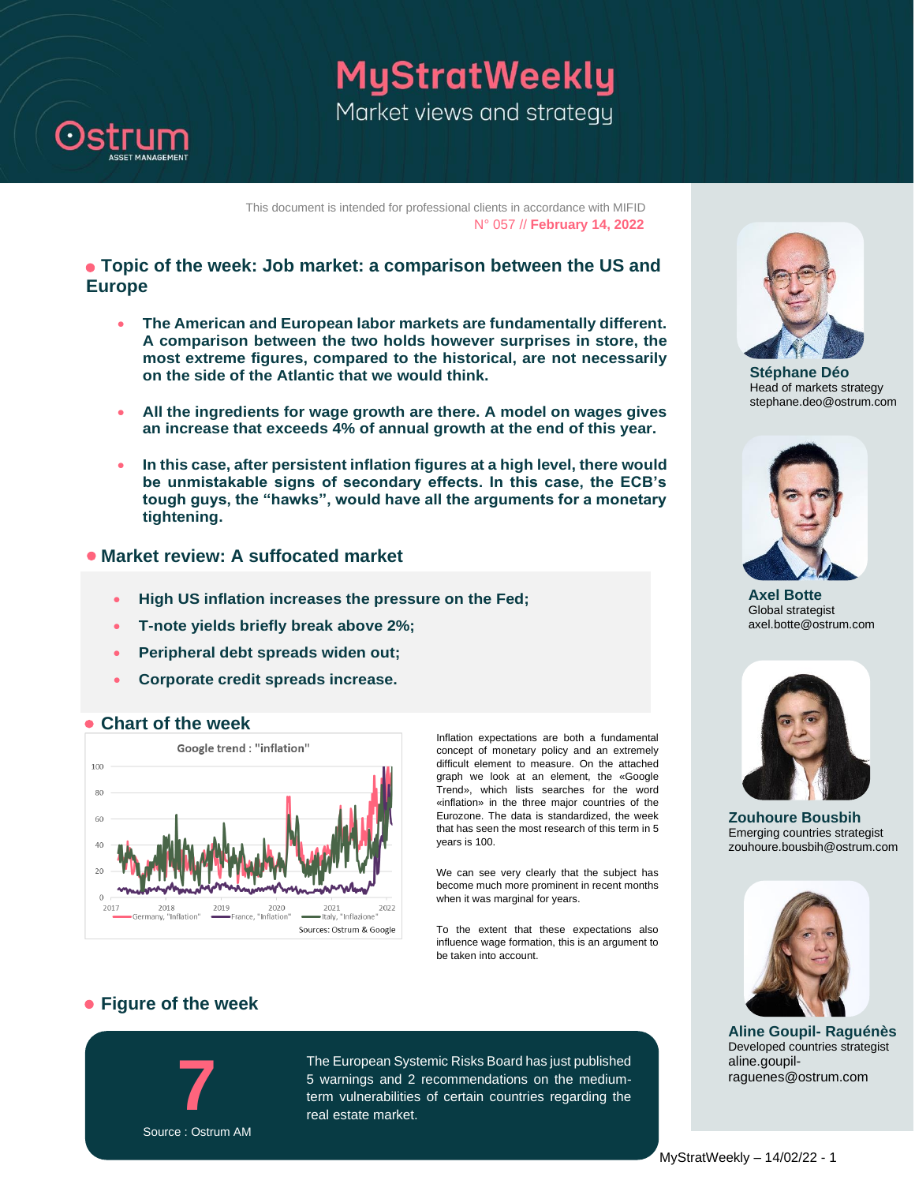# MyStratWeekly

Market views and strategy

This document is intended for professional clients in accordance with MIFID

N° 057 // **February 14, 2022**

## Topic of the week: Job market: a comparison between the US and Europe

- **The American and European labor markets are fundamentally different. A comparison between the two holds however surprises in store, the most extreme figures, compared to the historical, are not necessarily on the side of the Atlantic that we would think.**
- **All the ingredients for wage growth are there. A model on wages gives an increase that exceeds 4% of annual growth at the end of this year.**
- **In this case, after persistent inflation figures at a high level, there would be unmistakable signs of secondary effects. In this case, the ECB's tough guys, the "hawks", would have all the arguments for a monetary tightening.**

## Market review: A suffocated market

- **High US inflation increases the pressure on the Fed;**
- **T-note yields briefly break above 2%;**
- **Peripheral debt spreads widen out;**
- **Corporate credit spreads increase.**

## Chart of the week

Google trend : "inflation"

Germany, "Inflation" — France, "Inflation" — Italy, "Inflazione"

Sources: Ostrum & Google

Inflation expectations are both a fundamental concept of monetary policy and an extremely difficult element to measure. On the attached graph we look at an element, the «Google Trend», which lists searches for the word «inflation» in the three major countries of the Eurozone. The data is standardized, the week that has seen the most research of this term in 5 years is 100.

We can see very clearly that the subject has become much more prominent in recent months when it was marginal for years.

To the extent that these expectations also influence wage formation, this is an argument to be taken into account.

## Figure of the week

**7**

Source : Ostrum AM

The European Systemic Risks Board has just published 5 warnings and 2 recommendations on the medium-term vulnerabilities of certain countries regarding the real estate market.

**Stéphane Déo**
Head of markets strategy
stephane.deo@ostrum.com

**Axel Botte**
Global strategist
axel.botte@ostrum.com

**Zouhoure Bousbih**
Emerging countries strategist
zouhoure.bousbih@ostrum.com

**Aline Goupil- Raguénès**
Developed countries strategist
aline.goupil-raguenes@ostrum.com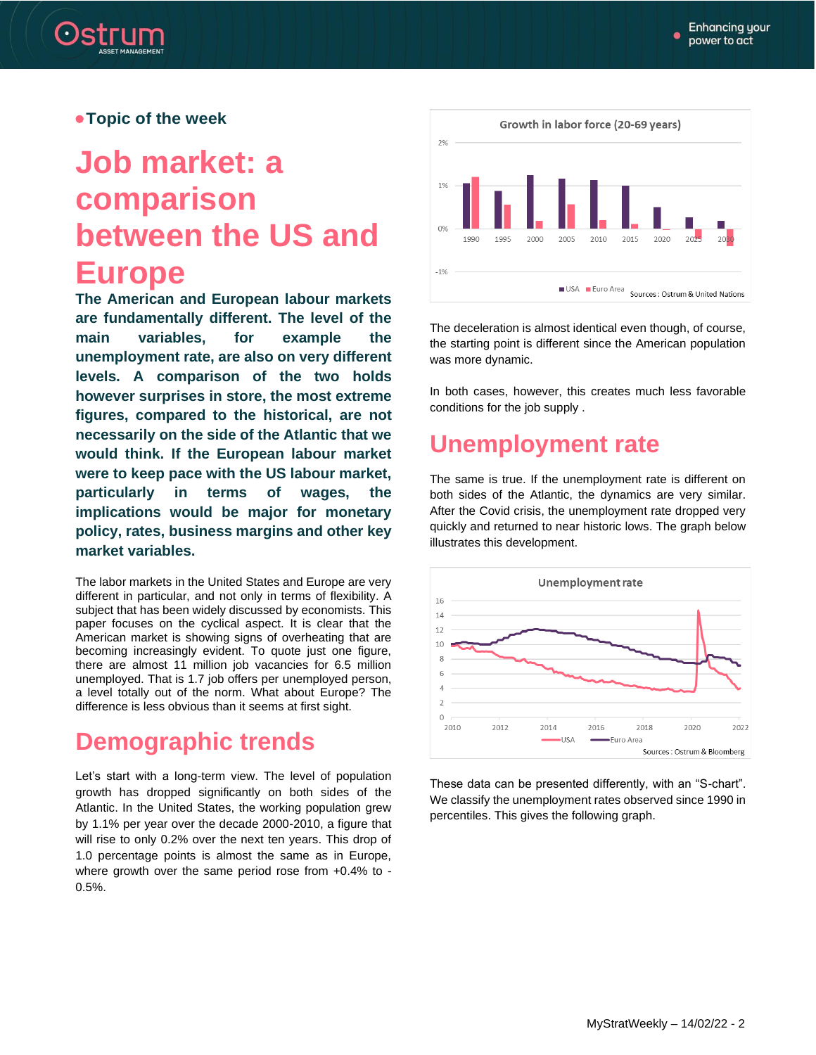• **Topic of the week**

# Job market: a comparison between the US and Europe

**The American and European labour markets are fundamentally different. The level of the main variables, for example the unemployment rate, are also on very different levels. A comparison of the two holds however surprises in store, the most extreme figures, compared to the historical, are not necessarily on the side of the Atlantic that we would think. If the European labour market were to keep pace with the US labour market, particularly in terms of wages, the implications would be major for monetary policy, rates, business margins and other key market variables.**

The labor markets in the United States and Europe are very different in particular, and not only in terms of flexibility. A subject that has been widely discussed by economists. This paper focuses on the cyclical aspect. It is clear that the American market is showing signs of overheating that are becoming increasingly evident. To quote just one figure, there are almost 11 million job vacancies for 6.5 million unemployed. That is 1.7 job offers per unemployed person, a level totally out of the norm. What about Europe? The difference is less obvious than it seems at first sight.

## Demographic trends

Let's start with a long-term view. The level of population growth has dropped significantly on both sides of the Atlantic. In the United States, the working population grew by 1.1% per year over the decade 2000-2010, a figure that will rise to only 0.2% over the next ten years. This drop of 1.0 percentage points is almost the same as in Europe, where growth over the same period rose from +0.4% to -0.5%.

Growth in labor force (20-69 years)

Sources : Ostrum & United Nations

The deceleration is almost identical even though, of course, the starting point is different since the American population was more dynamic.

In both cases, however, this creates much less favorable conditions for the job supply .

## Unemployment rate

The same is true. If the unemployment rate is different on both sides of the Atlantic, the dynamics are very similar. After the Covid crisis, the unemployment rate dropped very quickly and returned to near historic lows. The graph below illustrates this development.

Unemployment rate

Sources : Ostrum & Bloomberg

These data can be presented differently, with an "S-chart". We classify the unemployment rates observed since 1990 in percentiles. This gives the following graph.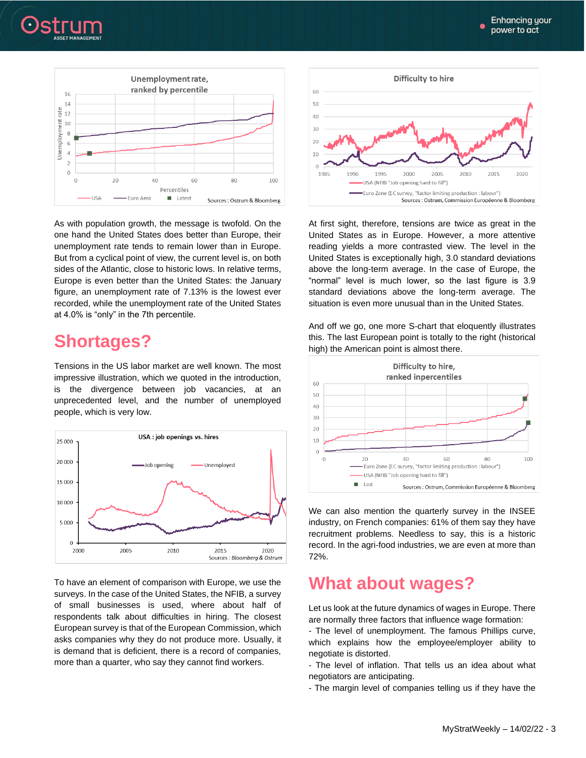As with population growth, the message is twofold. On the one hand the United States does better than Europe, their unemployment rate tends to remain lower than in Europe. But from a cyclical point of view, the current level is, on both sides of the Atlantic, close to historic lows. In relative terms, Europe is even better than the United States: the January figure, an unemployment rate of 7.13% is the lowest ever recorded, while the unemployment rate of the United States at 4.0% is "only" in the 7th percentile.

## Shortages?

Tensions in the US labor market are well known. The most impressive illustration, which we quoted in the introduction, is the divergence between job vacancies, at an unprecedented level, and the number of unemployed people, which is very low.

To have an element of comparison with Europe, we use the surveys. In the case of the United States, the NFIB, a survey of small businesses is used, where about half of respondents talk about difficulties in hiring. The closest European survey is that of the European Commission, which asks companies why they do not produce more. Usually, it is demand that is deficient, there is a record of companies, more than a quarter, who say they cannot find workers.

At first sight, therefore, tensions are twice as great in the United States as in Europe. However, a more attentive reading yields a more contrasted view. The level in the United States is exceptionally high, 3.0 standard deviations above the long-term average. In the case of Europe, the "normal" level is much lower, so the last figure is 3.9 standard deviations above the long-term average. The situation is even more unusual than in the United States.

And off we go, one more S-chart that eloquently illustrates this. The last European point is totally to the right (historical high) the American point is almost there.

We can also mention the quarterly survey in the INSEE industry, on French companies: 61% of them say they have recruitment problems. Needless to say, this is a historic record. In the agri-food industries, we are even at more than 72%.

## What about wages?

Let us look at the future dynamics of wages in Europe. There are normally three factors that influence wage formation:

- The level of unemployment. The famous Phillips curve, which explains how the employee/employer ability to negotiate is distorted.
- The level of inflation. That tells us an idea about what negotiators are anticipating.
- The margin level of companies telling us if they have the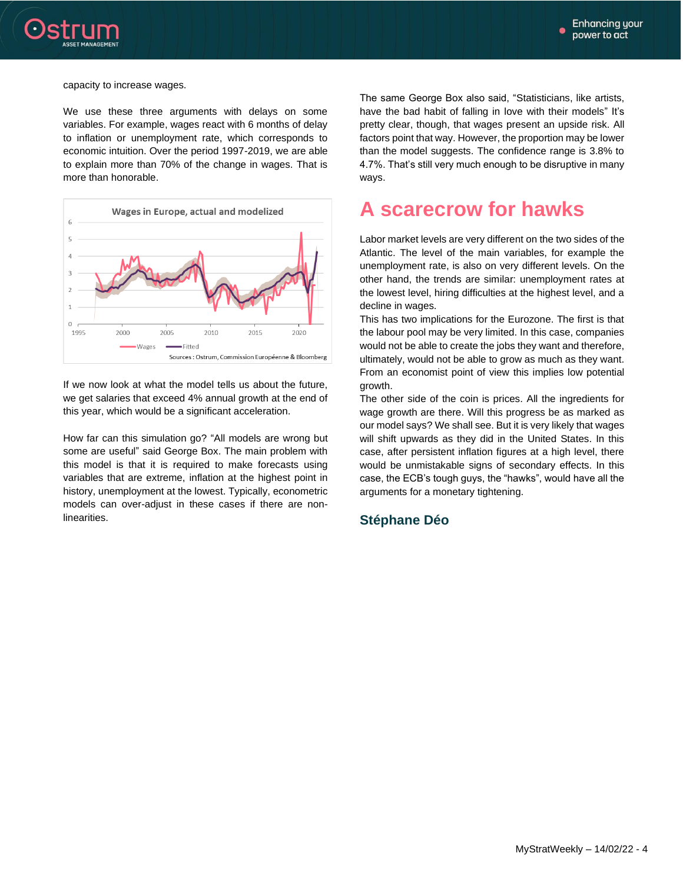capacity to increase wages.

We use these three arguments with delays on some variables. For example, wages react with 6 months of delay to inflation or unemployment rate, which corresponds to economic intuition. Over the period 1997-2019, we are able to explain more than 70% of the change in wages. That is more than honorable.

Wages in Europe, actual and modelized

Sources : Ostrum, Commission Européenne & Bloomberg

If we now look at what the model tells us about the future, we get salaries that exceed 4% annual growth at the end of this year, which would be a significant acceleration.

How far can this simulation go? “All models are wrong but some are useful” said George Box. The main problem with this model is that it is required to make forecasts using variables that are extreme, inflation at the highest point in history, unemployment at the lowest. Typically, econometric models can over-adjust in these cases if there are non-linearities.

The same George Box also said, “Statisticians, like artists, have the bad habit of falling in love with their models” It’s pretty clear, though, that wages present an upside risk. All factors point that way. However, the proportion may be lower than the model suggests. The confidence range is 3.8% to 4.7%. That’s still very much enough to be disruptive in many ways.

## A scarecrow for hawks

Labor market levels are very different on the two sides of the Atlantic. The level of the main variables, for example the unemployment rate, is also on very different levels. On the other hand, the trends are similar: unemployment rates at the lowest level, hiring difficulties at the highest level, and a decline in wages.

This has two implications for the Eurozone. The first is that the labour pool may be very limited. In this case, companies would not be able to create the jobs they want and therefore, ultimately, would not be able to grow as much as they want. From an economist point of view this implies low potential growth.

The other side of the coin is prices. All the ingredients for wage growth are there. Will this progress be as marked as our model says? We shall see. But it is very likely that wages will shift upwards as they did in the United States. In this case, after persistent inflation figures at a high level, there would be unmistakable signs of secondary effects. In this case, the ECB’s tough guys, the “hawks”, would have all the arguments for a monetary tightening.

**Stéphane Déo**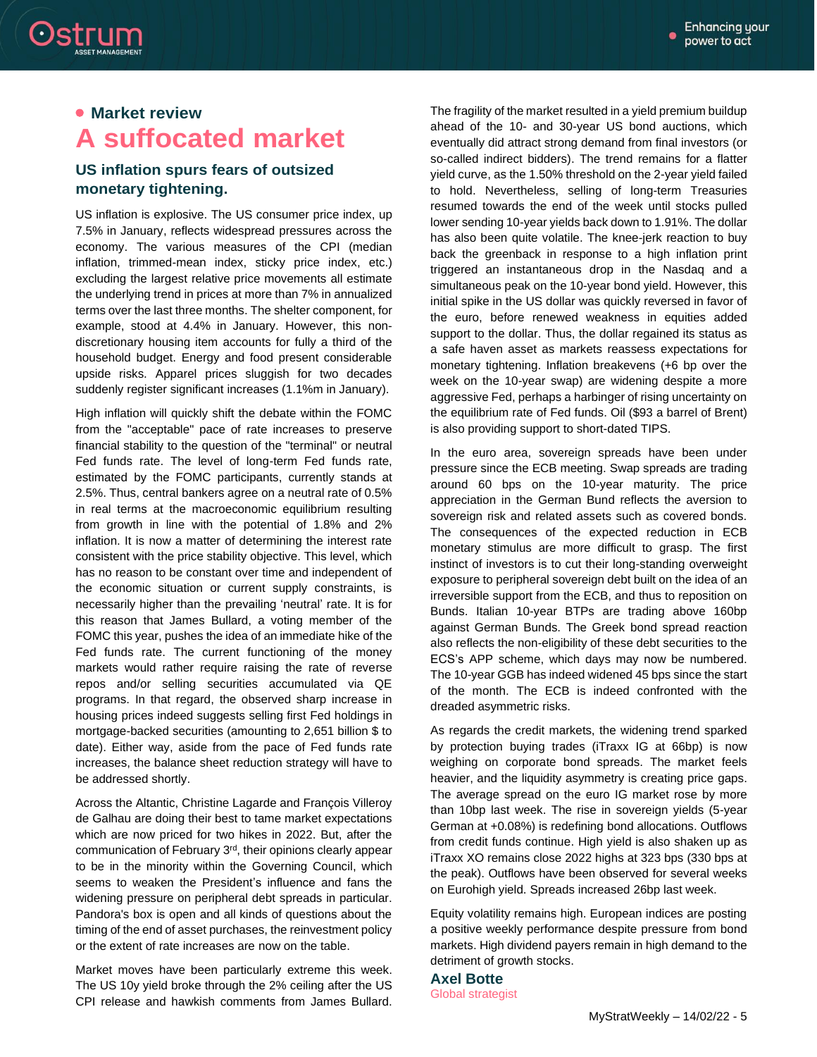## • Market review

# A suffocated market

### US inflation spurs fears of outsized monetary tightening.

US inflation is explosive. The US consumer price index, up 7.5% in January, reflects widespread pressures across the economy. The various measures of the CPI (median inflation, trimmed-mean index, sticky price index, etc.) excluding the largest relative price movements all estimate the underlying trend in prices at more than 7% in annualized terms over the last three months. The shelter component, for example, stood at 4.4% in January. However, this non-discretionary housing item accounts for fully a third of the household budget. Energy and food present considerable upside risks. Apparel prices sluggish for two decades suddenly register significant increases (1.1%m in January).

High inflation will quickly shift the debate within the FOMC from the "acceptable" pace of rate increases to preserve financial stability to the question of the "terminal" or neutral Fed funds rate. The level of long-term Fed funds rate, estimated by the FOMC participants, currently stands at 2.5%. Thus, central bankers agree on a neutral rate of 0.5% in real terms at the macroeconomic equilibrium resulting from growth in line with the potential of 1.8% and 2% inflation. It is now a matter of determining the interest rate consistent with the price stability objective. This level, which has no reason to be constant over time and independent of the economic situation or current supply constraints, is necessarily higher than the prevailing 'neutral' rate. It is for this reason that James Bullard, a voting member of the FOMC this year, pushes the idea of an immediate hike of the Fed funds rate. The current functioning of the money markets would rather require raising the rate of reverse repos and/or selling securities accumulated via QE programs. In that regard, the observed sharp increase in housing prices indeed suggests selling first Fed holdings in mortgage-backed securities (amounting to 2,651 billion $ to date). Either way, aside from the pace of Fed funds rate increases, the balance sheet reduction strategy will have to be addressed shortly.

Across the Altantic, Christine Lagarde and François Villeroy de Galhau are doing their best to tame market expectations which are now priced for two hikes in 2022. But, after the communication of February 3rd, their opinions clearly appear to be in the minority within the Governing Council, which seems to weaken the President's influence and fans the widening pressure on peripheral debt spreads in particular. Pandora's box is open and all kinds of questions about the timing of the end of asset purchases, the reinvestment policy or the extent of rate increases are now on the table.

Market moves have been particularly extreme this week. The US 10y yield broke through the 2% ceiling after the US CPI release and hawkish comments from James Bullard. The fragility of the market resulted in a yield premium buildup ahead of the 10- and 30-year US bond auctions, which eventually did attract strong demand from final investors (or so-called indirect bidders). The trend remains for a flatter yield curve, as the 1.50% threshold on the 2-year yield failed to hold. Nevertheless, selling of long-term Treasuries resumed towards the end of the week until stocks pulled lower sending 10-year yields back down to 1.91%. The dollar has also been quite volatile. The knee-jerk reaction to buy back the greenback in response to a high inflation print triggered an instantaneous drop in the Nasdaq and a simultaneous peak on the 10-year bond yield. However, this initial spike in the US dollar was quickly reversed in favor of the euro, before renewed weakness in equities added support to the dollar. Thus, the dollar regained its status as a safe haven asset as markets reassess expectations for monetary tightening. Inflation breakevens (+6 bp over the week on the 10-year swap) are widening despite a more aggressive Fed, perhaps a harbinger of rising uncertainty on the equilibrium rate of Fed funds. Oil ($93 a barrel of Brent) is also providing support to short-dated TIPS.

In the euro area, sovereign spreads have been under pressure since the ECB meeting. Swap spreads are trading around 60 bps on the 10-year maturity. The price appreciation in the German Bund reflects the aversion to sovereign risk and related assets such as covered bonds. The consequences of the expected reduction in ECB monetary stimulus are more difficult to grasp. The first instinct of investors is to cut their long-standing overweight exposure to peripheral sovereign debt built on the idea of an irreversible support from the ECB, and thus to reposition on Bunds. Italian 10-year BTPs are trading above 160bp against German Bunds. The Greek bond spread reaction also reflects the non-eligibility of these debt securities to the ECS's APP scheme, which days may now be numbered. The 10-year GGB has indeed widened 45 bps since the start of the month. The ECB is indeed confronted with the dreaded asymmetric risks.

As regards the credit markets, the widening trend sparked by protection buying trades (iTraxx IG at 66bp) is now weighing on corporate bond spreads. The market feels heavier, and the liquidity asymmetry is creating price gaps. The average spread on the euro IG market rose by more than 10bp last week. The rise in sovereign yields (5-year German at +0.08%) is redefining bond allocations. Outflows from credit funds continue. High yield is also shaken up as iTraxx XO remains close 2022 highs at 323 bps (330 bps at the peak). Outflows have been observed for several weeks on Eurohigh yield. Spreads increased 26bp last week.

Equity volatility remains high. European indices are posting a positive weekly performance despite pressure from bond markets. High dividend payers remain in high demand to the detriment of growth stocks.

**Axel Botte**
Global strategist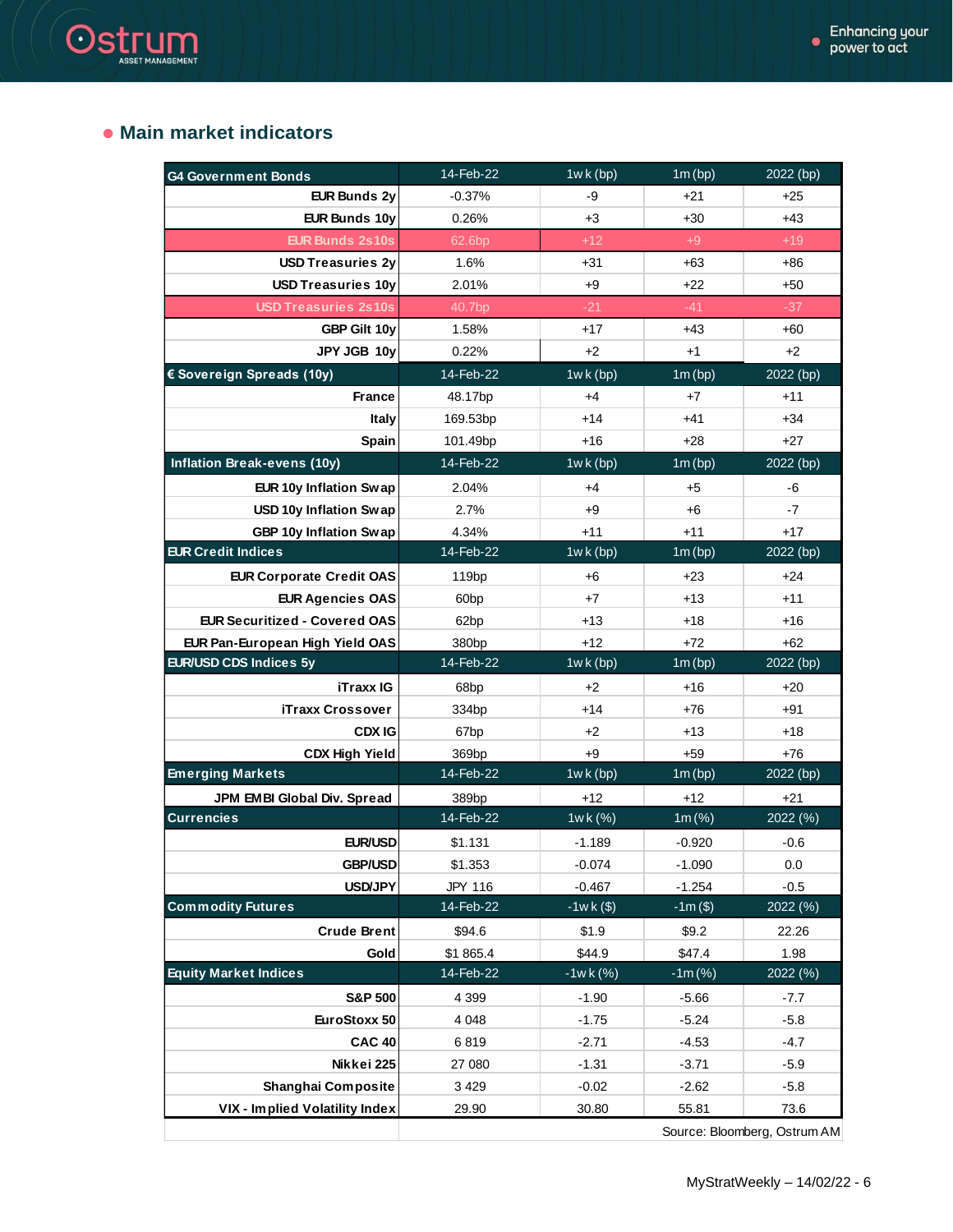## Main market indicators

| G4 Government Bonds | 14-Feb-22 | 1wk (bp) | 1m (bp) | 2022 (bp) |
|---|---|---|---|---|
| EUR Bunds 2y | -0.37% | -9 | +21 | +25 |
| EUR Bunds 10y | 0.26% | +3 | +30 | +43 |
| EUR Bunds 2s10s | 62.6bp | +12 | +9 | +19 |
| USD Treasuries 2y | 1.6% | +31 | +63 | +86 |
| USD Treasuries 10y | 2.01% | +9 | +22 | +50 |
| USD Treasuries 2s10s | 40.7bp | -21 | -41 | -37 |
| GBP Gilt 10y | 1.58% | +17 | +43 | +60 |
| JPY JGB 10y | 0.22% | +2 | +1 | +2 |
| **€ Sovereign Spreads (10y)** | **14-Feb-22** | **1wk (bp)** | **1m (bp)** | **2022 (bp)** |
| France | 48.17bp | +4 | +7 | +11 |
| Italy | 169.53bp | +14 | +41 | +34 |
| Spain | 101.49bp | +16 | +28 | +27 |
| **Inflation Break-evens (10y)** | **14-Feb-22** | **1wk (bp)** | **1m (bp)** | **2022 (bp)** |
| EUR 10y Inflation Swap | 2.04% | +4 | +5 | -6 |
| USD 10y Inflation Swap | 2.7% | +9 | +6 | -7 |
| GBP 10y Inflation Swap | 4.34% | +11 | +11 | +17 |
| **EUR Credit Indices** | **14-Feb-22** | **1wk (bp)** | **1m (bp)** | **2022 (bp)** |
| EUR Corporate Credit OAS | 119bp | +6 | +23 | +24 |
| EUR Agencies OAS | 60bp | +7 | +13 | +11 |
| EUR Securitized - Covered OAS | 62bp | +13 | +18 | +16 |
| EUR Pan-European High Yield OAS | 380bp | +12 | +72 | +62 |
| **EUR/USD CDS Indices 5y** | **14-Feb-22** | **1wk (bp)** | **1m (bp)** | **2022 (bp)** |
| iTraxx IG | 68bp | +2 | +16 | +20 |
| iTraxx Crossover | 334bp | +14 | +76 | +91 |
| CDX IG | 67bp | +2 | +13 | +18 |
| CDX High Yield | 369bp | +9 | +59 | +76 |
| **Emerging Markets** | **14-Feb-22** | **1wk (bp)** | **1m (bp)** | **2022 (bp)** |
| JPM EMBI Global Div. Spread | 389bp | +12 | +12 | +21 |
| **Currencies** | **14-Feb-22** | **1wk (%)** | **1m (%)** | **2022 (%)** |
| EUR/USD | $1.131 | -1.189 | -0.920 | -0.6 |
| GBP/USD | $1.353 | -0.074 | -1.090 | 0.0 |
| USD/JPY | JPY 116 | -0.467 | -1.254 | -0.5 |
| **Commodity Futures** | **14-Feb-22** | **-1wk ($)** | **-1m ($)** | **2022 (%)** |
| Crude Brent | $94.6 | $1.9 | $9.2 | 22.26 |
| Gold | $1 865.4 | $44.9 | $47.4 | 1.98 |
| **Equity Market Indices** | **14-Feb-22** | **-1wk (%)** | **-1m (%)** | **2022 (%)** |
| S&P 500 | 4 399 | -1.90 | -5.66 | -7.7 |
| EuroStoxx 50 | 4 048 | -1.75 | -5.24 | -5.8 |
| CAC 40 | 6 819 | -2.71 | -4.53 | -4.7 |
| Nikkei 225 | 27 080 | -1.31 | -3.71 | -5.9 |
| Shanghai Composite | 3 429 | -0.02 | -2.62 | -5.8 |
| VIX - Implied Volatility Index | 29.90 | 30.80 | 55.81 | 73.6 |

Source: Bloomberg, Ostrum AM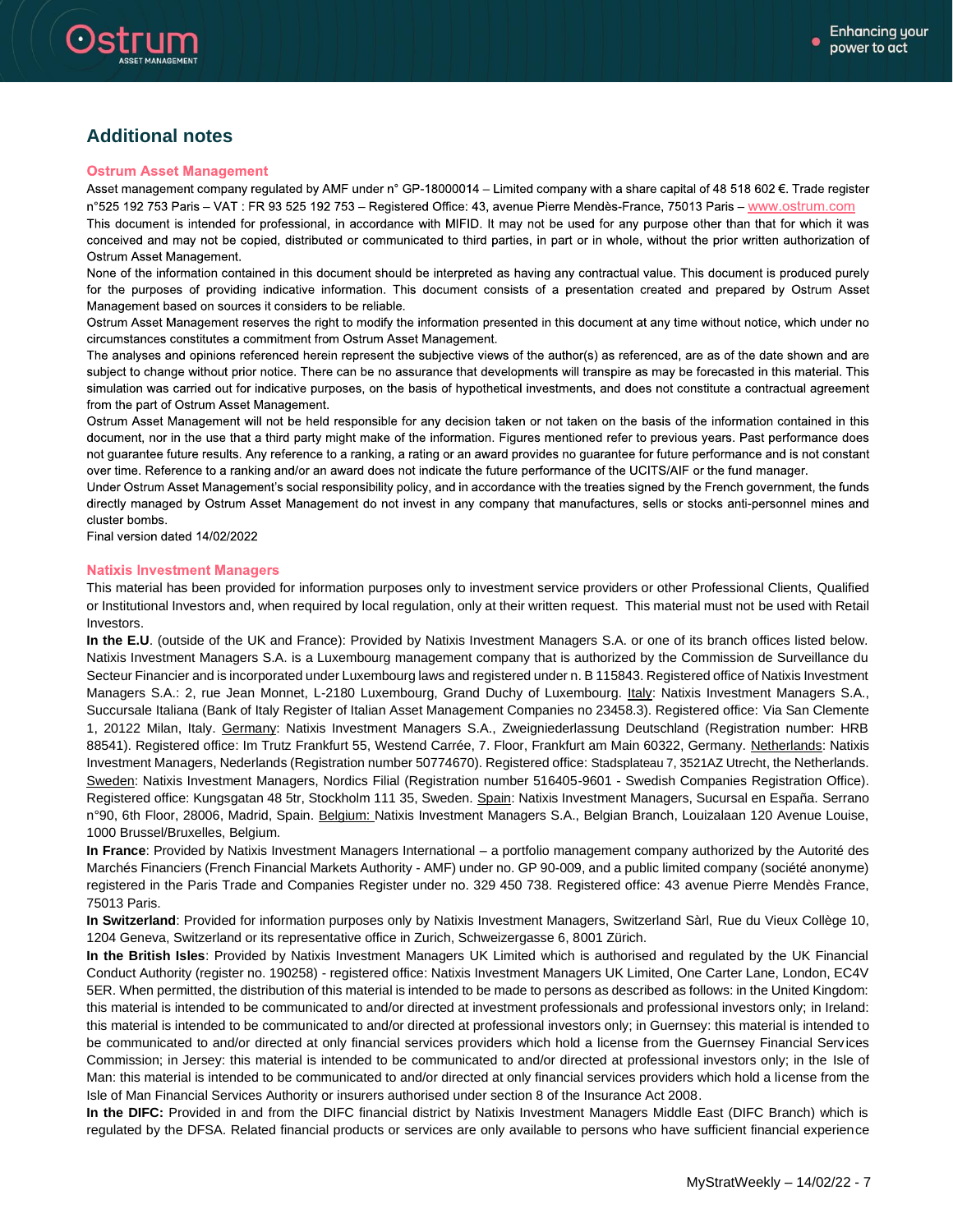## Additional notes

### Ostrum Asset Management

Asset management company regulated by AMF under n° GP-18000014 – Limited company with a share capital of 48 518 602 €. Trade register n°525 192 753 Paris – VAT : FR 93 525 192 753 – Registered Office: 43, avenue Pierre Mendès-France, 75013 Paris – www.ostrum.com

This document is intended for professional, in accordance with MIFID. It may not be used for any purpose other than that for which it was conceived and may not be copied, distributed or communicated to third parties, in part or in whole, without the prior written authorization of Ostrum Asset Management.

None of the information contained in this document should be interpreted as having any contractual value. This document is produced purely for the purposes of providing indicative information. This document consists of a presentation created and prepared by Ostrum Asset Management based on sources it considers to be reliable.

Ostrum Asset Management reserves the right to modify the information presented in this document at any time without notice, which under no circumstances constitutes a commitment from Ostrum Asset Management.

The analyses and opinions referenced herein represent the subjective views of the author(s) as referenced, are as of the date shown and are subject to change without prior notice. There can be no assurance that developments will transpire as may be forecasted in this material. This simulation was carried out for indicative purposes, on the basis of hypothetical investments, and does not constitute a contractual agreement from the part of Ostrum Asset Management.

Ostrum Asset Management will not be held responsible for any decision taken or not taken on the basis of the information contained in this document, nor in the use that a third party might make of the information. Figures mentioned refer to previous years. Past performance does not guarantee future results. Any reference to a ranking, a rating or an award provides no guarantee for future performance and is not constant over time. Reference to a ranking and/or an award does not indicate the future performance of the UCITS/AIF or the fund manager.

Under Ostrum Asset Management's social responsibility policy, and in accordance with the treaties signed by the French government, the funds directly managed by Ostrum Asset Management do not invest in any company that manufactures, sells or stocks anti-personnel mines and cluster bombs.

Final version dated 14/02/2022

### Natixis Investment Managers

This material has been provided for information purposes only to investment service providers or other Professional Clients, Qualified or Institutional Investors and, when required by local regulation, only at their written request. This material must not be used with Retail Investors.

**In the E.U**. (outside of the UK and France): Provided by Natixis Investment Managers S.A. or one of its branch offices listed below. Natixis Investment Managers S.A. is a Luxembourg management company that is authorized by the Commission de Surveillance du Secteur Financier and is incorporated under Luxembourg laws and registered under n. B 115843. Registered office of Natixis Investment Managers S.A.: 2, rue Jean Monnet, L-2180 Luxembourg, Grand Duchy of Luxembourg. Italy: Natixis Investment Managers S.A., Succursale Italiana (Bank of Italy Register of Italian Asset Management Companies no 23458.3). Registered office: Via San Clemente 1, 20122 Milan, Italy. Germany: Natixis Investment Managers S.A., Zweigniederlassung Deutschland (Registration number: HRB 88541). Registered office: Im Trutz Frankfurt 55, Westend Carrée, 7. Floor, Frankfurt am Main 60322, Germany. Netherlands: Natixis Investment Managers, Nederlands (Registration number 50774670). Registered office: Stadsplateau 7, 3521AZ Utrecht, the Netherlands. Sweden: Natixis Investment Managers, Nordics Filial (Registration number 516405-9601 - Swedish Companies Registration Office). Registered office: Kungsgatan 48 5tr, Stockholm 111 35, Sweden. Spain: Natixis Investment Managers, Sucursal en España. Serrano n°90, 6th Floor, 28006, Madrid, Spain. Belgium: Natixis Investment Managers S.A., Belgian Branch, Louizalaan 120 Avenue Louise, 1000 Brussel/Bruxelles, Belgium.

**In France**: Provided by Natixis Investment Managers International – a portfolio management company authorized by the Autorité des Marchés Financiers (French Financial Markets Authority - AMF) under no. GP 90-009, and a public limited company (société anonyme) registered in the Paris Trade and Companies Register under no. 329 450 738. Registered office: 43 avenue Pierre Mendès France, 75013 Paris.

**In Switzerland**: Provided for information purposes only by Natixis Investment Managers, Switzerland Sàrl, Rue du Vieux Collège 10, 1204 Geneva, Switzerland or its representative office in Zurich, Schweizergasse 6, 8001 Zürich.

**In the British Isles**: Provided by Natixis Investment Managers UK Limited which is authorised and regulated by the UK Financial Conduct Authority (register no. 190258) - registered office: Natixis Investment Managers UK Limited, One Carter Lane, London, EC4V 5ER. When permitted, the distribution of this material is intended to be made to persons as described as follows: in the United Kingdom: this material is intended to be communicated to and/or directed at investment professionals and professional investors only; in Ireland: this material is intended to be communicated to and/or directed at professional investors only; in Guernsey: this material is intended to be communicated to and/or directed at only financial services providers which hold a license from the Guernsey Financial Services Commission; in Jersey: this material is intended to be communicated to and/or directed at professional investors only; in the Isle of Man: this material is intended to be communicated to and/or directed at only financial services providers which hold a license from the Isle of Man Financial Services Authority or insurers authorised under section 8 of the Insurance Act 2008.

**In the DIFC:** Provided in and from the DIFC financial district by Natixis Investment Managers Middle East (DIFC Branch) which is regulated by the DFSA. Related financial products or services are only available to persons who have sufficient financial experience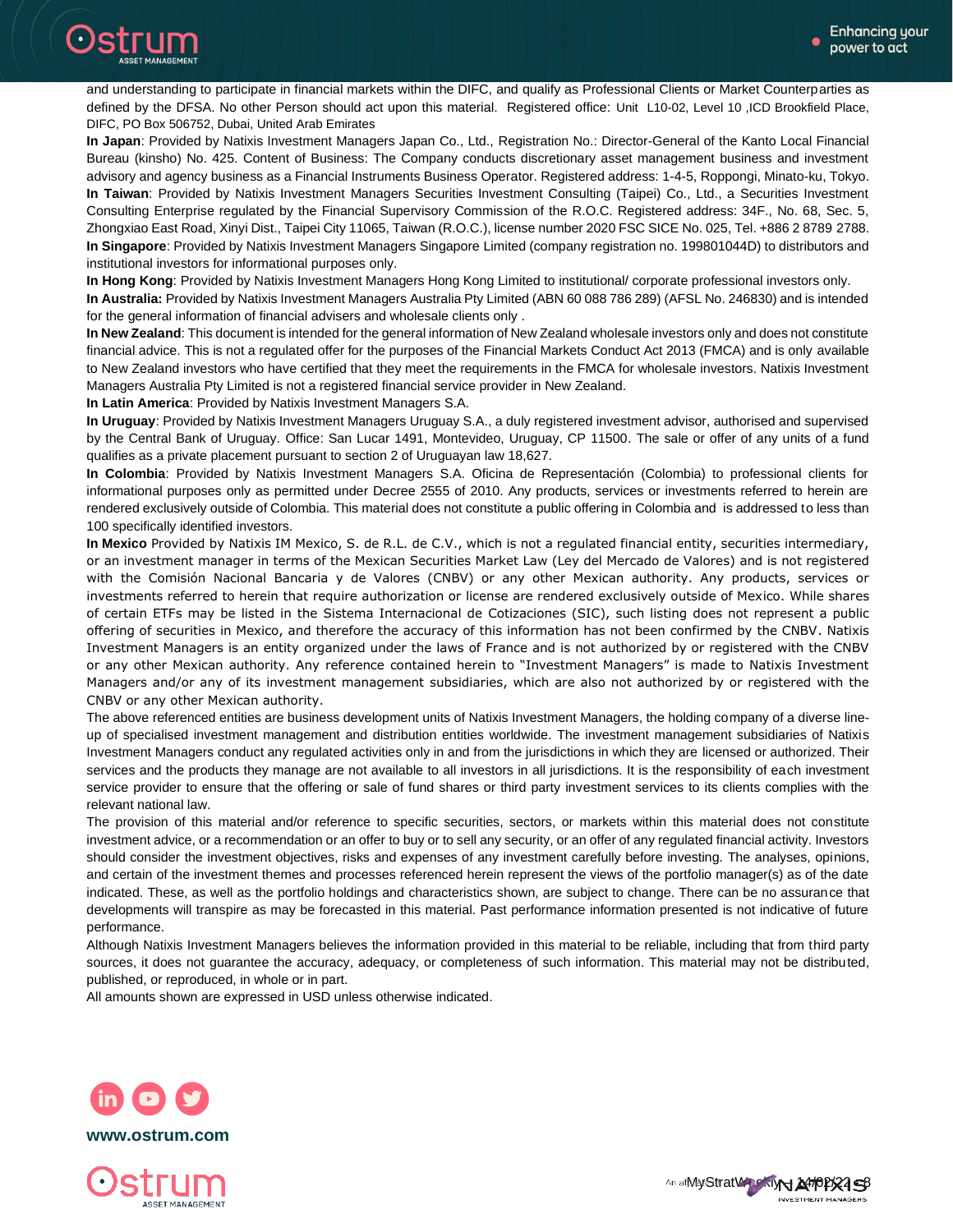and understanding to participate in financial markets within the DIFC, and qualify as Professional Clients or Market Counterparties as defined by the DFSA. No other Person should act upon this material. Registered office: Unit L10-02, Level 10 ,ICD Brookfield Place, DIFC, PO Box 506752, Dubai, United Arab Emirates

**In Japan**: Provided by Natixis Investment Managers Japan Co., Ltd., Registration No.: Director-General of the Kanto Local Financial Bureau (kinsho) No. 425. Content of Business: The Company conducts discretionary asset management business and investment advisory and agency business as a Financial Instruments Business Operator. Registered address: 1-4-5, Roppongi, Minato-ku, Tokyo.

**In Taiwan**: Provided by Natixis Investment Managers Securities Investment Consulting (Taipei) Co., Ltd., a Securities Investment Consulting Enterprise regulated by the Financial Supervisory Commission of the R.O.C. Registered address: 34F., No. 68, Sec. 5, Zhongxiao East Road, Xinyi Dist., Taipei City 11065, Taiwan (R.O.C.), license number 2020 FSC SICE No. 025, Tel. +886 2 8789 2788.

**In Singapore**: Provided by Natixis Investment Managers Singapore Limited (company registration no. 199801044D) to distributors and institutional investors for informational purposes only.

**In Hong Kong**: Provided by Natixis Investment Managers Hong Kong Limited to institutional/ corporate professional investors only.

**In Australia:** Provided by Natixis Investment Managers Australia Pty Limited (ABN 60 088 786 289) (AFSL No. 246830) and is intended for the general information of financial advisers and wholesale clients only .

**In New Zealand**: This document is intended for the general information of New Zealand wholesale investors only and does not constitute financial advice. This is not a regulated offer for the purposes of the Financial Markets Conduct Act 2013 (FMCA) and is only available to New Zealand investors who have certified that they meet the requirements in the FMCA for wholesale investors. Natixis Investment Managers Australia Pty Limited is not a registered financial service provider in New Zealand.

**In Latin America**: Provided by Natixis Investment Managers S.A.

**In Uruguay**: Provided by Natixis Investment Managers Uruguay S.A., a duly registered investment advisor, authorised and supervised by the Central Bank of Uruguay. Office: San Lucar 1491, Montevideo, Uruguay, CP 11500. The sale or offer of any units of a fund qualifies as a private placement pursuant to section 2 of Uruguayan law 18,627.

**In Colombia**: Provided by Natixis Investment Managers S.A. Oficina de Representación (Colombia) to professional clients for informational purposes only as permitted under Decree 2555 of 2010. Any products, services or investments referred to herein are rendered exclusively outside of Colombia. This material does not constitute a public offering in Colombia and is addressed to less than 100 specifically identified investors.

**In Mexico** Provided by Natixis IM Mexico, S. de R.L. de C.V., which is not a regulated financial entity, securities intermediary, or an investment manager in terms of the Mexican Securities Market Law (Ley del Mercado de Valores) and is not registered with the Comisión Nacional Bancaria y de Valores (CNBV) or any other Mexican authority. Any products, services or investments referred to herein that require authorization or license are rendered exclusively outside of Mexico. While shares of certain ETFs may be listed in the Sistema Internacional de Cotizaciones (SIC), such listing does not represent a public offering of securities in Mexico, and therefore the accuracy of this information has not been confirmed by the CNBV. Natixis Investment Managers is an entity organized under the laws of France and is not authorized by or registered with the CNBV or any other Mexican authority. Any reference contained herein to "Investment Managers" is made to Natixis Investment Managers and/or any of its investment management subsidiaries, which are also not authorized by or registered with the CNBV or any other Mexican authority.

The above referenced entities are business development units of Natixis Investment Managers, the holding company of a diverse line-up of specialised investment management and distribution entities worldwide. The investment management subsidiaries of Natixis Investment Managers conduct any regulated activities only in and from the jurisdictions in which they are licensed or authorized. Their services and the products they manage are not available to all investors in all jurisdictions. It is the responsibility of each investment service provider to ensure that the offering or sale of fund shares or third party investment services to its clients complies with the relevant national law.

The provision of this material and/or reference to specific securities, sectors, or markets within this material does not constitute investment advice, or a recommendation or an offer to buy or to sell any security, or an offer of any regulated financial activity. Investors should consider the investment objectives, risks and expenses of any investment carefully before investing. The analyses, opinions, and certain of the investment themes and processes referenced herein represent the views of the portfolio manager(s) as of the date indicated. These, as well as the portfolio holdings and characteristics shown, are subject to change. There can be no assurance that developments will transpire as may be forecasted in this material. Past performance information presented is not indicative of future performance.

Although Natixis Investment Managers believes the information provided in this material to be reliable, including that from third party sources, it does not guarantee the accuracy, adequacy, or completeness of such information. This material may not be distributed, published, or reproduced, in whole or in part.

All amounts shown are expressed in USD unless otherwise indicated.

www.ostrum.com